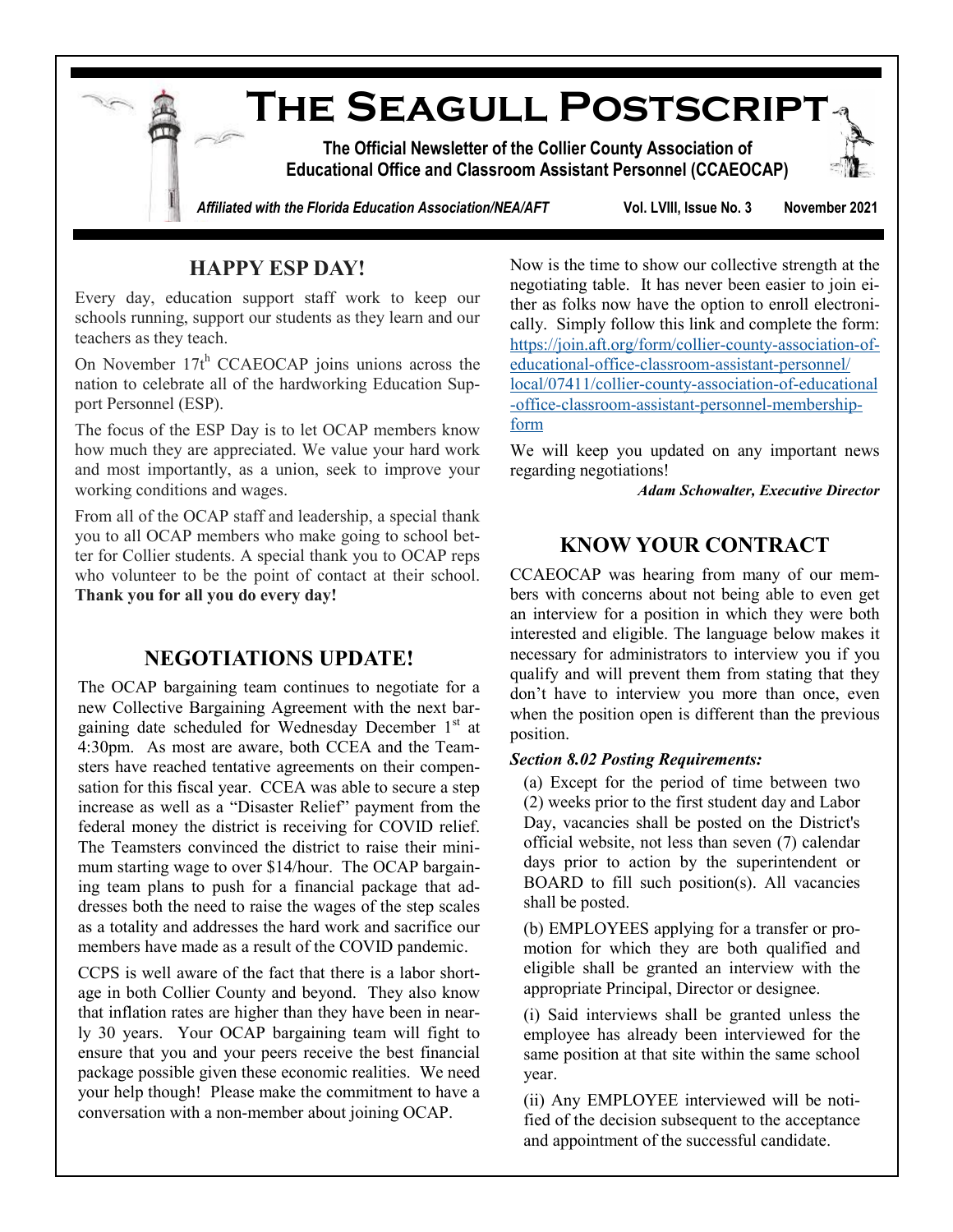# The Seagull Postscript

**The Official Newsletter of the Collier County Association of Educational Office and Classroom Assistant Personnel (CCAEOCAP)**

*Affiliated with the Florida Education Association/NEA/AFT* — Vol. LVIII, Issue No. 3 — November 2021

## HAPPY ESP DAY!

Every day, education support staff work to keep our schools running, support our students as they learn and our teachers as they teach.

On November 17th CCAEOCAP joins unions across the nation to celebrate all of the hardworking Education Support Personnel (ESP).

The focus of the ESP Day is to let OCAP members know how much they are appreciated. We value your hard work and most importantly, as a union, seek to improve your working conditions and wages.

From all of the OCAP staff and leadership, a special thank you to all OCAP members who make going to school better for Collier students. A special thank you to OCAP reps who volunteer to be the point of contact at their school. **Thank you for all you do every day!**

## NEGOTIATIONS UPDATE!

The OCAP bargaining team continues to negotiate for a new Collective Bargaining Agreement with the next bargaining date scheduled for Wednesday December 1st at 4:30pm. As most are aware, both CCEA and the Teamsters have reached tentative agreements on their compensation for this fiscal year. CCEA was able to secure a step increase as well as a "Disaster Relief" payment from the federal money the district is receiving for COVID relief. The Teamsters convinced the district to raise their minimum starting wage to over $14/hour. The OCAP bargaining team plans to push for a financial package that addresses both the need to raise the wages of the step scales as a totality and addresses the hard work and sacrifice our members have made as a result of the COVID pandemic.

CCPS is well aware of the fact that there is a labor shortage in both Collier County and beyond. They also know that inflation rates are higher than they have been in nearly 30 years. Your OCAP bargaining team will fight to ensure that you and your peers receive the best financial package possible given these economic realities. We need your help though! Please make the commitment to have a conversation with a non-member about joining OCAP.

Now is the time to show our collective strength at the negotiating table. It has never been easier to join either as folks now have the option to enroll electronically. Simply follow this link and complete the form: https://join.aft.org/form/collier-county-association-of-educational-office-classroom-assistant-personnel/local/07411/collier-county-association-of-educational-office-classroom-assistant-personnel-membership-form

We will keep you updated on any important news regarding negotiations!

***Adam Schowalter, Executive Director***

## KNOW YOUR CONTRACT

CCAEOCAP was hearing from many of our members with concerns about not being able to even get an interview for a position in which they were both interested and eligible. The language below makes it necessary for administrators to interview you if you qualify and will prevent them from stating that they don't have to interview you more than once, even when the position open is different than the previous position.

***Section 8.02 Posting Requirements:***

(a) Except for the period of time between two (2) weeks prior to the first student day and Labor Day, vacancies shall be posted on the District's official website, not less than seven (7) calendar days prior to action by the superintendent or BOARD to fill such position(s). All vacancies shall be posted.

(b) EMPLOYEES applying for a transfer or promotion for which they are both qualified and eligible shall be granted an interview with the appropriate Principal, Director or designee.

(i) Said interviews shall be granted unless the employee has already been interviewed for the same position at that site within the same school year.

(ii) Any EMPLOYEE interviewed will be notified of the decision subsequent to the acceptance and appointment of the successful candidate.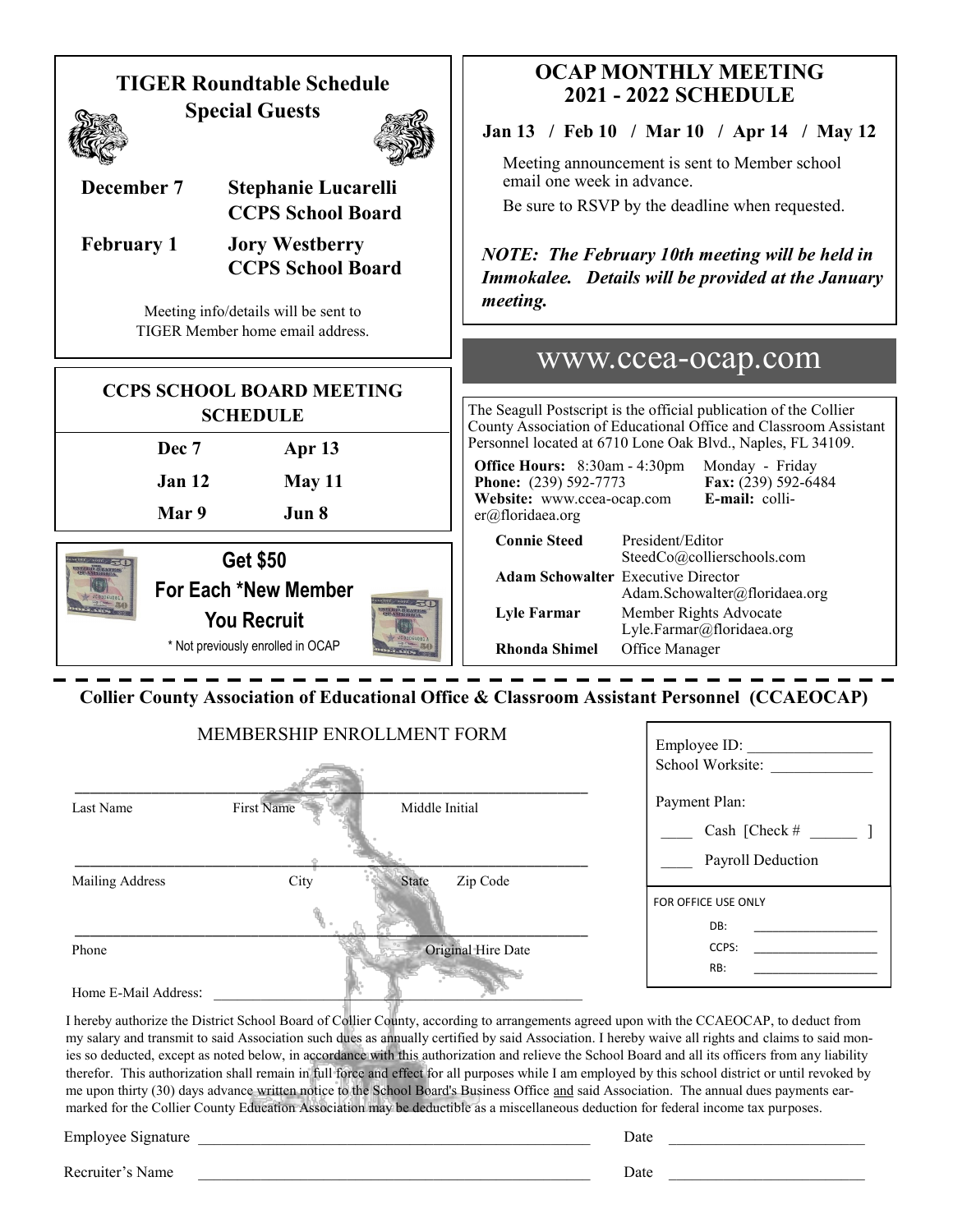## TIGER Roundtable Schedule
### Special Guests

| | |
|---|---|
| **December 7** | **Stephanie Lucarelli**<br>**CCPS School Board** |
| **February 1** | **Jory Westberry**<br>**CCPS School Board** |

Meeting info/details will be sent to TIGER Member home email address.

## CCPS SCHOOL BOARD MEETING SCHEDULE

| | |
|---|---|
| **Dec 7** | **Apr 13** |
| **Jan 12** | **May 11** |
| **Mar 9** | **Jun 8** |

## Get $50 For Each *New Member You Recruit

* Not previously enrolled in OCAP

## OCAP MONTHLY MEETING 2021 - 2022 SCHEDULE

**Jan 13 / Feb 10 / Mar 10 / Apr 14 / May 12**

Meeting announcement is sent to Member school email one week in advance.

Be sure to RSVP by the deadline when requested.

***NOTE: The February 10th meeting will be held in Immokalee. Details will be provided at the January meeting.***

## www.ccea-ocap.com

The Seagull Postscript is the official publication of the Collier County Association of Educational Office and Classroom Assistant Personnel located at 6710 Lone Oak Blvd., Naples, FL 34109.

**Office Hours:** 8:30am - 4:30pm Monday - Friday
**Phone:** (239) 592-7773 **Fax:** (239) 592-6484
**Website:** www.ccea-ocap.com **E-mail:** collier@floridaea.org

| | |
|---|---|
| **Connie Steed** | President/Editor<br>SteedCo@collierschools.com |
| **Adam Schowalter** | Executive Director<br>Adam.Schowalter@floridaea.org |
| **Lyle Farmar** | Member Rights Advocate<br>Lyle.Farmar@floridaea.org |
| **Rhonda Shimel** | Office Manager |

---

**Collier County Association of Educational Office & Classroom Assistant Personnel (CCAEOCAP)**

MEMBERSHIP ENROLLMENT FORM

Last Name ______ First Name ______ Middle Initial ______

Mailing Address ______ City ______ State ______ Zip Code ______

Phone ______ Original Hire Date ______

Home E-Mail Address: ______

Employee ID: ______
School Worksite: ______

Payment Plan:

____ Cash [Check # ______ ]

____ Payroll Deduction

FOR OFFICE USE ONLY

DB: ______
CCPS: ______
RB: ______

I hereby authorize the District School Board of Collier County, according to arrangements agreed upon with the CCAEOCAP, to deduct from my salary and transmit to said Association such dues as annually certified by said Association. I hereby waive all rights and claims to said monies so deducted, except as noted below, in accordance with this authorization and relieve the School Board and all its officers from any liability therefor. This authorization shall remain in full force and effect for all purposes while I am employed by this school district or until revoked by me upon thirty (30) days advance written notice to the School Board's Business Office and said Association. The annual dues payments earmarked for the Collier County Education Association may be deductible as a miscellaneous deduction for federal income tax purposes.

Employee Signature ______ Date ______

Recruiter's Name ______ Date ______